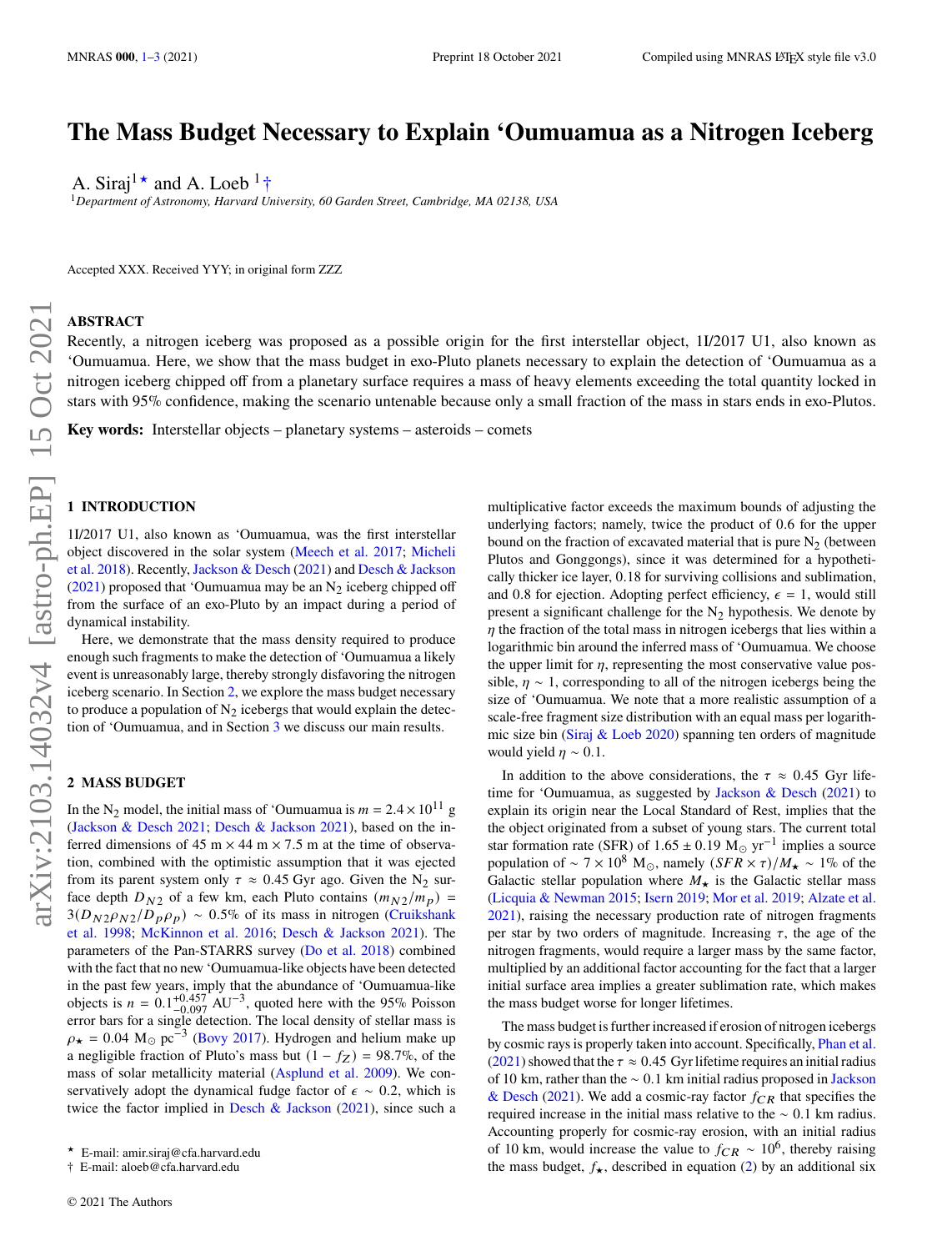# The Mass Budget Necessary to Explain 'Oumuamua as a Nitrogen Iceberg

A. Siraj[1]⋆ and A. Loeb [1]†

[1]*Department of Astronomy, Harvard University, 60 Garden Street, Cambridge, MA 02138, USA*

Accepted XXX. Received YYY; in original form ZZZ

## ABSTRACT

Recently, a nitrogen iceberg was proposed as a possible origin for the first interstellar object, 1I/2017 U1, also known as 'Oumuamua. Here, we show that the mass budget in exo-Pluto planets necessary to explain the detection of 'Oumuamua as a nitrogen iceberg chipped off from a planetary surface requires a mass of heavy elements exceeding the total quantity locked in stars with 95% confidence, making the scenario untenable because only a small fraction of the mass in stars ends in exo-Plutos.

**Key words:** Interstellar objects – planetary systems – asteroids – comets

## 1 INTRODUCTION

1I/2017 U1, also known as 'Oumuamua, was the first interstellar object discovered in the solar system (Meech et al. 2017; Micheli et al. 2018). Recently, Jackson & Desch (2021) and Desch & Jackson (2021) proposed that 'Oumuamua may be an $N_2$ iceberg chipped off from the surface of an exo-Pluto by an impact during a period of dynamical instability.

Here, we demonstrate that the mass density required to produce enough such fragments to make the detection of 'Oumuamua a likely event is unreasonably large, thereby strongly disfavoring the nitrogen iceberg scenario. In Section 2, we explore the mass budget necessary to produce a population of $N_2$ icebergs that would explain the detection of 'Oumuamua, and in Section 3 we discuss our main results.

## 2 MASS BUDGET

In the $N_2$ model, the initial mass of 'Oumuamua is $m = 2.4 \times 10^{11}$ g (Jackson & Desch 2021; Desch & Jackson 2021), based on the inferred dimensions of 45 m × 44 m × 7.5 m at the time of observation, combined with the optimistic assumption that it was ejected from its parent system only $\tau \approx 0.45$ Gyr ago. Given the $N_2$ surface depth $D_{N2}$ of a few km, each Pluto contains $(m_{N2}/m_p) = 3(D_{N2}\rho_{N2}/D_p\rho_p) \sim 0.5\%$ of its mass in nitrogen (Cruikshank et al. 1998; McKinnon et al. 2016; Desch & Jackson 2021). The parameters of the Pan-STARRS survey (Do et al. 2018) combined with the fact that no new 'Oumuamua-like objects have been detected in the past few years, imply that the abundance of 'Oumuamua-like objects is $n = 0.1^{+0.457}_{-0.097}$ AU$^{-3}$, quoted here with the 95% Poisson error bars for a single detection. The local density of stellar mass is $\rho_\star = 0.04$ M$_\odot$ pc$^{-3}$ (Bovy 2017). Hydrogen and helium make up a negligible fraction of Pluto's mass but $(1 - f_Z) = 98.7\%$, of the mass of solar metallicity material (Asplund et al. 2009). We conservatively adopt the dynamical fudge factor of $\epsilon \sim 0.2$, which is twice the factor implied in Desch & Jackson (2021), since such a multiplicative factor exceeds the maximum bounds of adjusting the underlying factors; namely, twice the product of 0.6 for the upper bound on the fraction of excavated material that is pure $N_2$ (between Plutos and Gonggongs), since it was determined for a hypothetically thicker ice layer, 0.18 for surviving collisions and sublimation, and 0.8 for ejection. Adopting perfect efficiency, $\epsilon = 1$, would still present a significant challenge for the $N_2$ hypothesis. We denote by $\eta$ the fraction of the total mass in nitrogen icebergs that lies within a logarithmic bin around the inferred mass of 'Oumuamua. We choose the upper limit for $\eta$, representing the most conservative value possible, $\eta \sim 1$, corresponding to all of the nitrogen icebergs being the size of 'Oumuamua. We note that a more realistic assumption of a scale-free fragment size distribution with an equal mass per logarithmic size bin (Siraj & Loeb 2020) spanning ten orders of magnitude would yield $\eta \sim 0.1$.

In addition to the above considerations, the $\tau \approx 0.45$ Gyr lifetime for 'Oumuamua, as suggested by Jackson & Desch (2021) to explain its origin near the Local Standard of Rest, implies that the the object originated from a subset of young stars. The current total star formation rate (SFR) of $1.65 \pm 0.19$ M$_\odot$ yr$^{-1}$ implies a source population of $\sim 7 \times 10^8$ M$_\odot$, namely $(SFR \times \tau)/M_\star \sim 1\%$ of the Galactic stellar population where $M_\star$ is the Galactic stellar mass (Licquia & Newman 2015; Isern 2019; Mor et al. 2019; Alzate et al. 2021), raising the necessary production rate of nitrogen fragments per star by two orders of magnitude. Increasing $\tau$, the age of the nitrogen fragments, would require a larger mass by the same factor, multiplied by an additional factor accounting for the fact that a larger initial surface area implies a greater sublimation rate, which makes the mass budget worse for longer lifetimes.

The mass budget is further increased if erosion of nitrogen icebergs by cosmic rays is properly taken into account. Specifically, Phan et al. (2021) showed that the $\tau \approx 0.45$ Gyr lifetime requires an initial radius of 10 km, rather than the $\sim 0.1$ km initial radius proposed in Jackson & Desch (2021). We add a cosmic-ray factor $f_{CR}$ that specifies the required increase in the initial mass relative to the $\sim 0.1$ km radius. Accounting properly for cosmic-ray erosion, with an initial radius of 10 km, would increase the value to $f_{CR} \sim 10^6$, thereby raising the mass budget, $f_\star$, described in equation (2) by an additional six

⋆ E-mail: amir.siraj@cfa.harvard.edu
† E-mail: aloeb@cfa.harvard.edu

© 2021 The Authors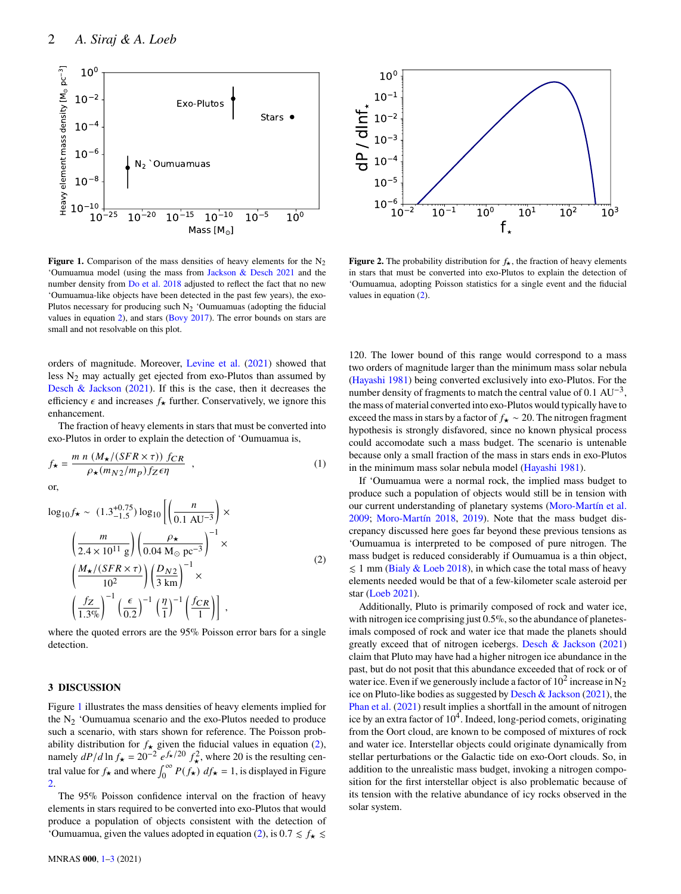**Figure 1.** Comparison of the mass densities of heavy elements for the $N_2$ 'Oumuamua model (using the mass from Jackson & Desch 2021 and the number density from Do et al. 2018 adjusted to reflect the fact that no new 'Oumuamua-like objects have been detected in the past few years), the exo-Plutos necessary for producing such $N_2$ 'Oumuamuas (adopting the fiducial values in equation 2), and stars (Bovy 2017). The error bounds on stars are small and not resolvable on this plot.

**Figure 2.** The probability distribution for $f_\star$, the fraction of heavy elements in stars that must be converted into exo-Plutos to explain the detection of 'Oumuamua, adopting Poisson statistics for a single event and the fiducial values in equation (2).

orders of magnitude. Moreover, Levine et al. (2021) showed that less $N_2$ may actually get ejected from exo-Plutos than assumed by Desch & Jackson (2021). If this is the case, then it decreases the efficiency $\epsilon$ and increases $f_\star$ further. Conservatively, we ignore this enhancement.

The fraction of heavy elements in stars that must be converted into exo-Plutos in order to explain the detection of 'Oumuamua is,

$$f_\star = \frac{m\ n\ (M_\star/(SFR \times \tau))\ f_{CR}}{\rho_\star (m_{N2}/m_p) f_Z \epsilon \eta} \quad , \tag{1}$$

or,

$$\begin{aligned}
\log_{10} f_\star \sim\ & (1.3^{+0.75}_{-1.5}) \log_{10} \Bigg[ \left( \frac{n}{0.1\ \mathrm{AU}^{-3}} \right) \times \\
& \left( \frac{m}{2.4 \times 10^{11}\ \mathrm{g}} \right) \left( \frac{\rho_\star}{0.04\ \mathrm{M_\odot\ pc^{-3}}} \right)^{-1} \times \\
& \left( \frac{M_\star/(SFR \times \tau)}{10^2} \right) \left( \frac{D_{N2}}{3\ \mathrm{km}} \right)^{-1} \times \\
& \left( \frac{f_Z}{1.3\%} \right)^{-1} \left( \frac{\epsilon}{0.2} \right)^{-1} \left( \frac{\eta}{1} \right)^{-1} \left( \frac{f_{CR}}{1} \right) \Bigg] \ ,
\end{aligned} \tag{2}$$

where the quoted errors are the 95% Poisson error bars for a single detection.

## 3 DISCUSSION

Figure 1 illustrates the mass densities of heavy elements implied for the $N_2$ 'Oumuamua scenario and the exo-Plutos needed to produce such a scenario, with stars shown for reference. The Poisson probability distribution for $f_\star$ given the fiducial values in equation (2), namely $dP/d\ln f_\star = 20^{-2}\ e^{f_\star/20}\ f_\star^2$, where 20 is the resulting central value for $f_\star$ and where $\int_0^\infty P(f_\star)\ df_\star = 1$, is displayed in Figure 2.

The 95% Poisson confidence interval on the fraction of heavy elements in stars required to be converted into exo-Plutos that would produce a population of objects consistent with the detection of 'Oumuamua, given the values adopted in equation (2), is $0.7 \lesssim f_\star \lesssim 120$. The lower bound of this range would correspond to a mass two orders of magnitude larger than the minimum mass solar nebula (Hayashi 1981) being converted exclusively into exo-Plutos. For the number density of fragments to match the central value of $0.1\ \mathrm{AU}^{-3}$, the mass of material converted into exo-Plutos would typically have to exceed the mass in stars by a factor of $f_\star \sim 20$. The nitrogen fragment hypothesis is strongly disfavored, since no known physical process could accomodate such a mass budget. The scenario is untenable because only a small fraction of the mass in stars ends in exo-Plutos in the minimum mass solar nebula model (Hayashi 1981).

If 'Oumuamua were a normal rock, the implied mass budget to produce such a population of objects would still be in tension with our current understanding of planetary systems (Moro-Martín et al. 2009; Moro-Martín 2018, 2019). Note that the mass budget discrepancy discussed here goes far beyond these previous tensions as 'Oumuamua is interpreted to be composed of pure nitrogen. The mass budget is reduced considerably if Oumuamua is a thin object, $\lesssim 1$ mm (Bialy & Loeb 2018), in which case the total mass of heavy elements needed would be that of a few-kilometer scale asteroid per star (Loeb 2021).

Additionally, Pluto is primarily composed of rock and water ice, with nitrogen ice comprising just 0.5%, so the abundance of planetesimals composed of rock and water ice that made the planets should greatly exceed that of nitrogen icebergs. Desch & Jackson (2021) claim that Pluto may have had a higher nitrogen ice abundance in the past, but do not posit that this abundance exceeded that of rock or of water ice. Even if we generously include a factor of $10^2$ increase in $N_2$ ice on Pluto-like bodies as suggested by Desch & Jackson (2021), the Phan et al. (2021) result implies a shortfall in the amount of nitrogen ice by an extra factor of $10^4$. Indeed, long-period comets, originating from the Oort cloud, are known to be composed of mixtures of rock and water ice. Interstellar objects could originate dynamically from stellar perturbations or the Galactic tide on exo-Oort clouds. So, in addition to the unrealistic mass budget, invoking a nitrogen composition for the first interstellar object is also problematic because of its tension with the relative abundance of icy rocks observed in the solar system.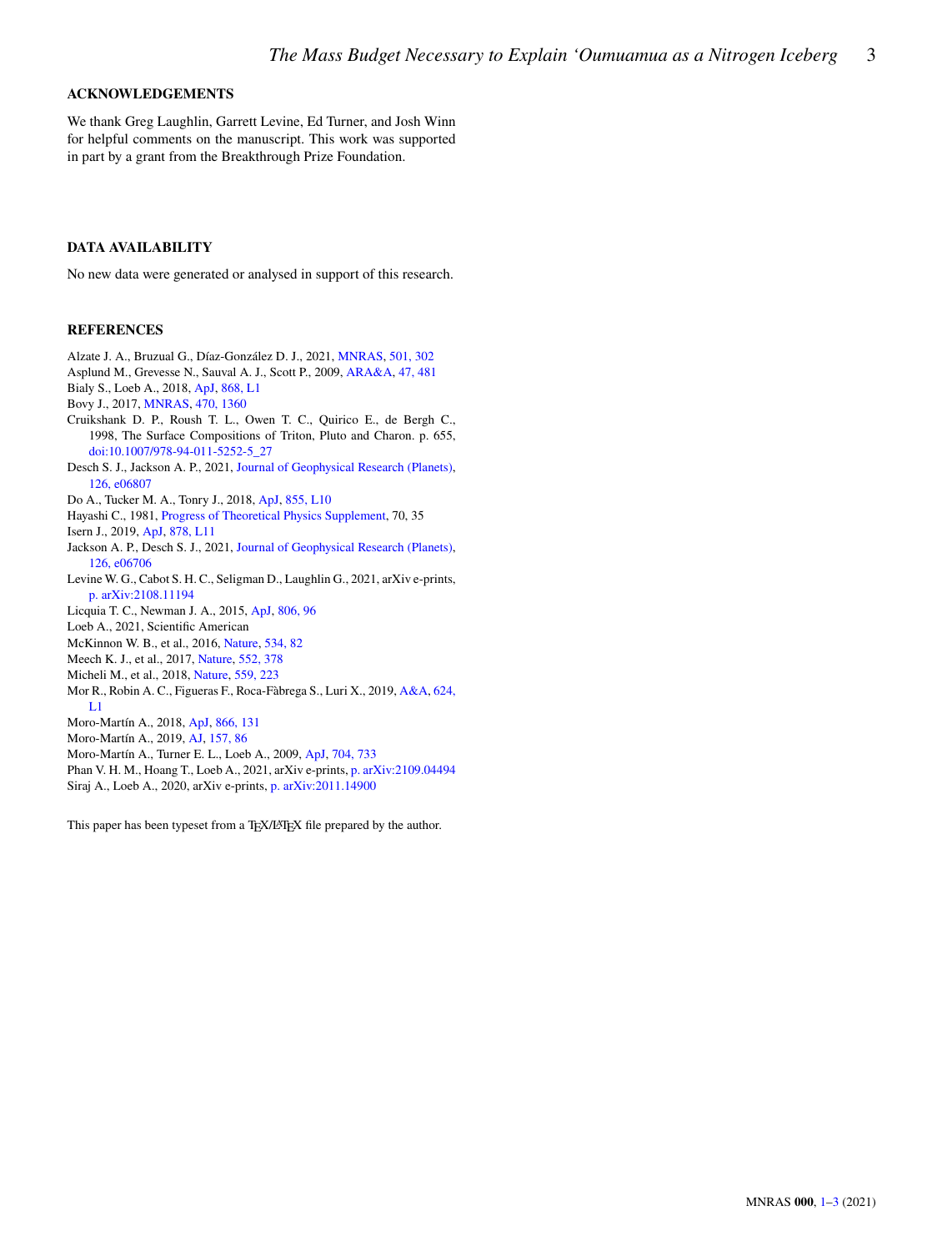## ACKNOWLEDGEMENTS

We thank Greg Laughlin, Garrett Levine, Ed Turner, and Josh Winn for helpful comments on the manuscript. This work was supported in part by a grant from the Breakthrough Prize Foundation.

## DATA AVAILABILITY

No new data were generated or analysed in support of this research.

## REFERENCES

Alzate J. A., Bruzual G., Díaz-González D. J., 2021, MNRAS, 501, 302
Asplund M., Grevesse N., Sauval A. J., Scott P., 2009, ARA&A, 47, 481
Bialy S., Loeb A., 2018, ApJ, 868, L1
Bovy J., 2017, MNRAS, 470, 1360
Cruikshank D. P., Roush T. L., Owen T. C., Quirico E., de Bergh C., 1998, The Surface Compositions of Triton, Pluto and Charon. p. 655, doi:10.1007/978-94-011-5252-5_27
Desch S. J., Jackson A. P., 2021, Journal of Geophysical Research (Planets), 126, e06807
Do A., Tucker M. A., Tonry J., 2018, ApJ, 855, L10
Hayashi C., 1981, Progress of Theoretical Physics Supplement, 70, 35
Isern J., 2019, ApJ, 878, L11
Jackson A. P., Desch S. J., 2021, Journal of Geophysical Research (Planets), 126, e06706
Levine W. G., Cabot S. H. C., Seligman D., Laughlin G., 2021, arXiv e-prints, p. arXiv:2108.11194
Licquia T. C., Newman J. A., 2015, ApJ, 806, 96
Loeb A., 2021, Scientific American
McKinnon W. B., et al., 2016, Nature, 534, 82
Meech K. J., et al., 2017, Nature, 552, 378
Micheli M., et al., 2018, Nature, 559, 223
Mor R., Robin A. C., Figueras F., Roca-Fàbrega S., Luri X., 2019, A&A, 624, L1
Moro-Martín A., 2018, ApJ, 866, 131
Moro-Martín A., 2019, AJ, 157, 86
Moro-Martín A., Turner E. L., Loeb A., 2009, ApJ, 704, 733
Phan V. H. M., Hoang T., Loeb A., 2021, arXiv e-prints, p. arXiv:2109.04494
Siraj A., Loeb A., 2020, arXiv e-prints, p. arXiv:2011.14900

This paper has been typeset from a TEX/LATEX file prepared by the author.